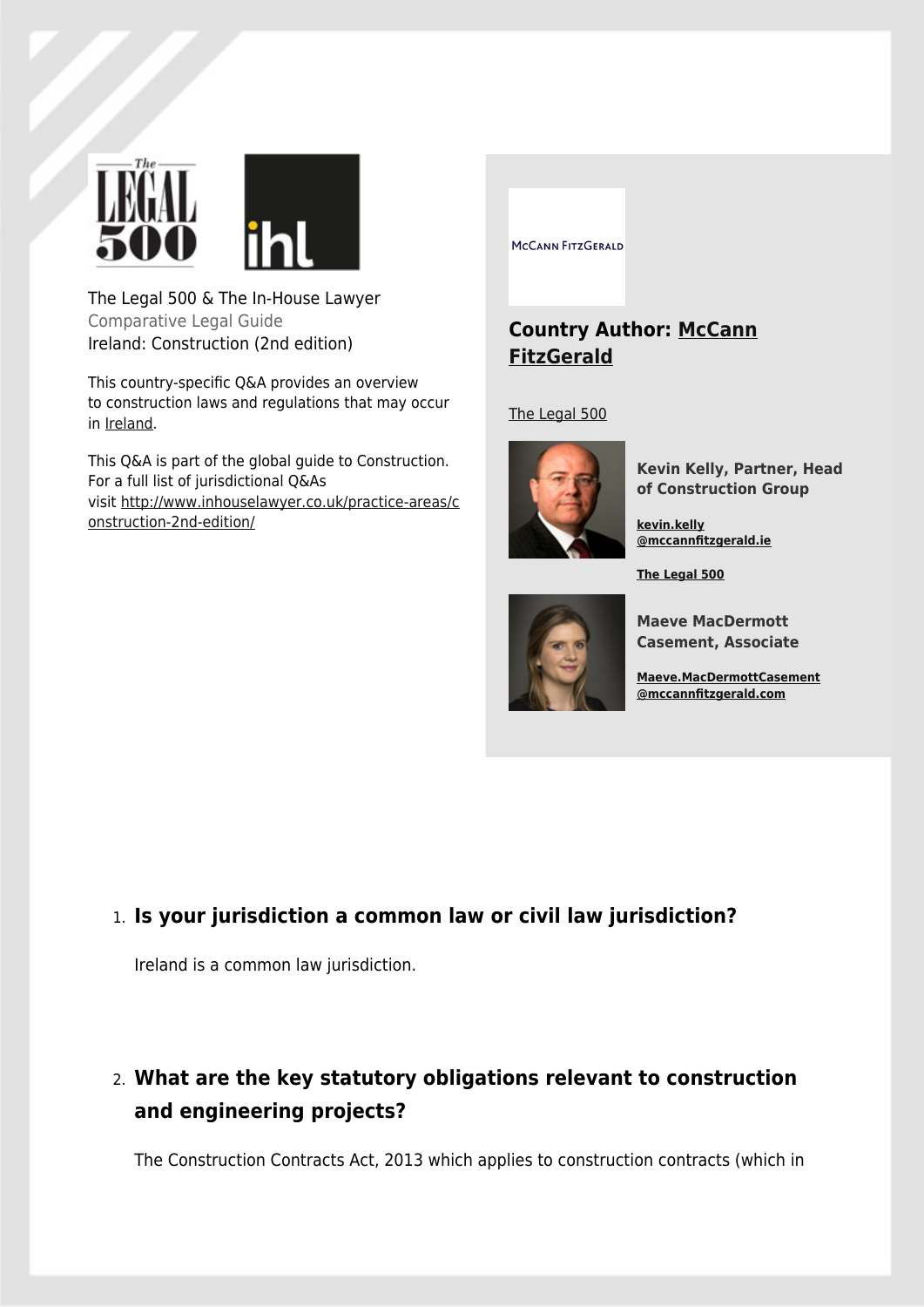The Legal 500 & The In-House Lawyer
Comparative Legal Guide
Ireland: Construction (2nd edition)

This country-specific Q&A provides an overview to construction laws and regulations that may occur in Ireland.

This Q&A is part of the global guide to Construction. For a full list of jurisdictional Q&As visit http://www.inhouselawyer.co.uk/practice-areas/construction-2nd-edition/

## Country Author: McCann FitzGerald

The Legal 500

**Kevin Kelly, Partner, Head of Construction Group**

**kevin.kelly@mccannfitzgerald.ie**

**The Legal 500**

**Maeve MacDermott Casement, Associate**

**Maeve.MacDermottCasement@mccannfitzgerald.com**

1. **Is your jurisdiction a common law or civil law jurisdiction?**

   Ireland is a common law jurisdiction.

2. **What are the key statutory obligations relevant to construction and engineering projects?**

   The Construction Contracts Act, 2013 which applies to construction contracts (which in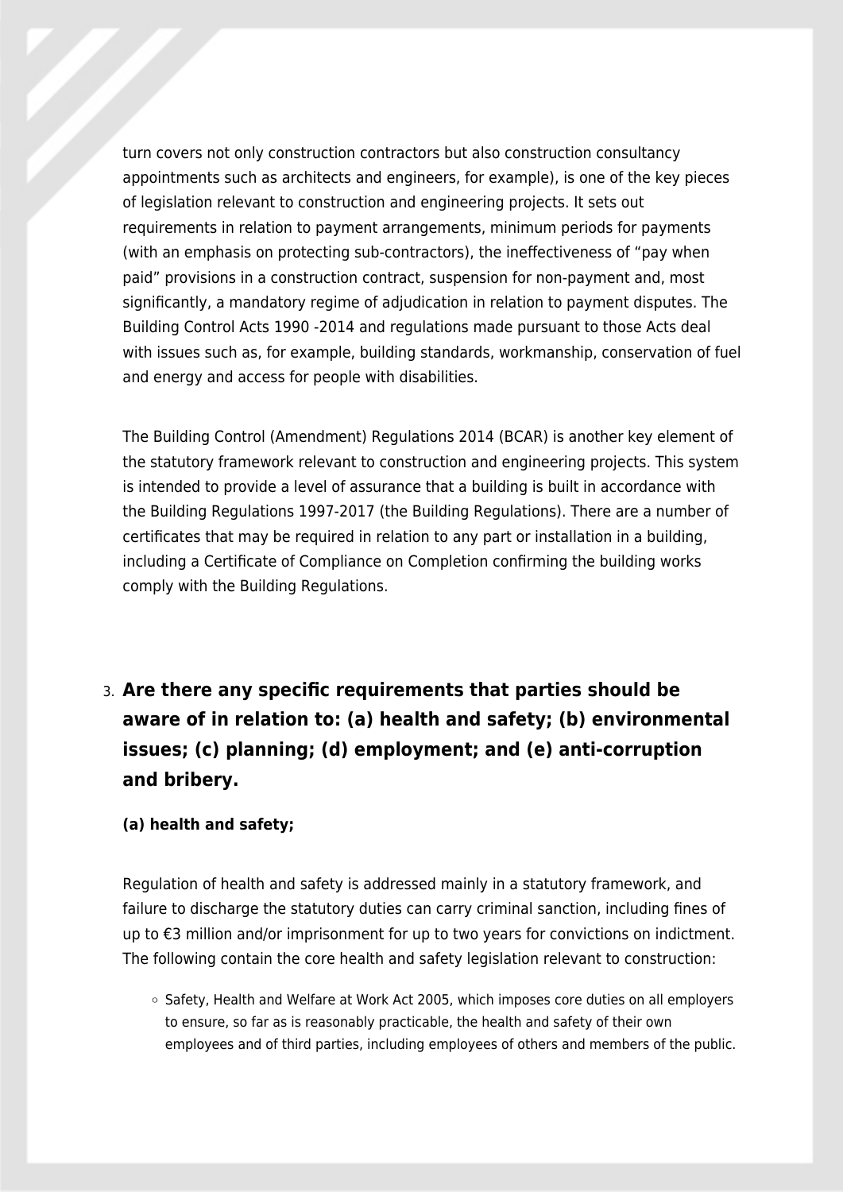turn covers not only construction contractors but also construction consultancy appointments such as architects and engineers, for example), is one of the key pieces of legislation relevant to construction and engineering projects. It sets out requirements in relation to payment arrangements, minimum periods for payments (with an emphasis on protecting sub-contractors), the ineffectiveness of "pay when paid" provisions in a construction contract, suspension for non-payment and, most significantly, a mandatory regime of adjudication in relation to payment disputes. The Building Control Acts 1990 -2014 and regulations made pursuant to those Acts deal with issues such as, for example, building standards, workmanship, conservation of fuel and energy and access for people with disabilities.

The Building Control (Amendment) Regulations 2014 (BCAR) is another key element of the statutory framework relevant to construction and engineering projects. This system is intended to provide a level of assurance that a building is built in accordance with the Building Regulations 1997-2017 (the Building Regulations). There are a number of certificates that may be required in relation to any part or installation in a building, including a Certificate of Compliance on Completion confirming the building works comply with the Building Regulations.

## 3. Are there any specific requirements that parties should be aware of in relation to: (a) health and safety; (b) environmental issues; (c) planning; (d) employment; and (e) anti-corruption and bribery.

**(a) health and safety;**

Regulation of health and safety is addressed mainly in a statutory framework, and failure to discharge the statutory duties can carry criminal sanction, including fines of up to €3 million and/or imprisonment for up to two years for convictions on indictment. The following contain the core health and safety legislation relevant to construction:

- Safety, Health and Welfare at Work Act 2005, which imposes core duties on all employers to ensure, so far as is reasonably practicable, the health and safety of their own employees and of third parties, including employees of others and members of the public.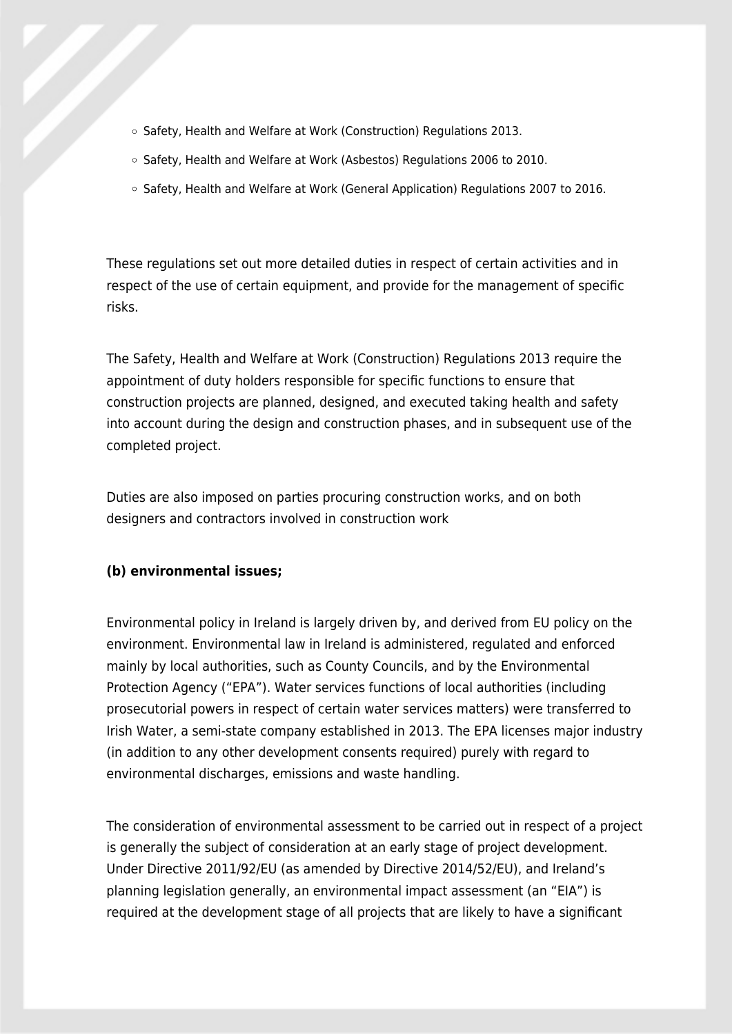- Safety, Health and Welfare at Work (Construction) Regulations 2013.
- Safety, Health and Welfare at Work (Asbestos) Regulations 2006 to 2010.
- Safety, Health and Welfare at Work (General Application) Regulations 2007 to 2016.

These regulations set out more detailed duties in respect of certain activities and in respect of the use of certain equipment, and provide for the management of specific risks.

The Safety, Health and Welfare at Work (Construction) Regulations 2013 require the appointment of duty holders responsible for specific functions to ensure that construction projects are planned, designed, and executed taking health and safety into account during the design and construction phases, and in subsequent use of the completed project.

Duties are also imposed on parties procuring construction works, and on both designers and contractors involved in construction work

**(b) environmental issues;**

Environmental policy in Ireland is largely driven by, and derived from EU policy on the environment. Environmental law in Ireland is administered, regulated and enforced mainly by local authorities, such as County Councils, and by the Environmental Protection Agency ("EPA"). Water services functions of local authorities (including prosecutorial powers in respect of certain water services matters) were transferred to Irish Water, a semi-state company established in 2013. The EPA licenses major industry (in addition to any other development consents required) purely with regard to environmental discharges, emissions and waste handling.

The consideration of environmental assessment to be carried out in respect of a project is generally the subject of consideration at an early stage of project development. Under Directive 2011/92/EU (as amended by Directive 2014/52/EU), and Ireland's planning legislation generally, an environmental impact assessment (an "EIA") is required at the development stage of all projects that are likely to have a significant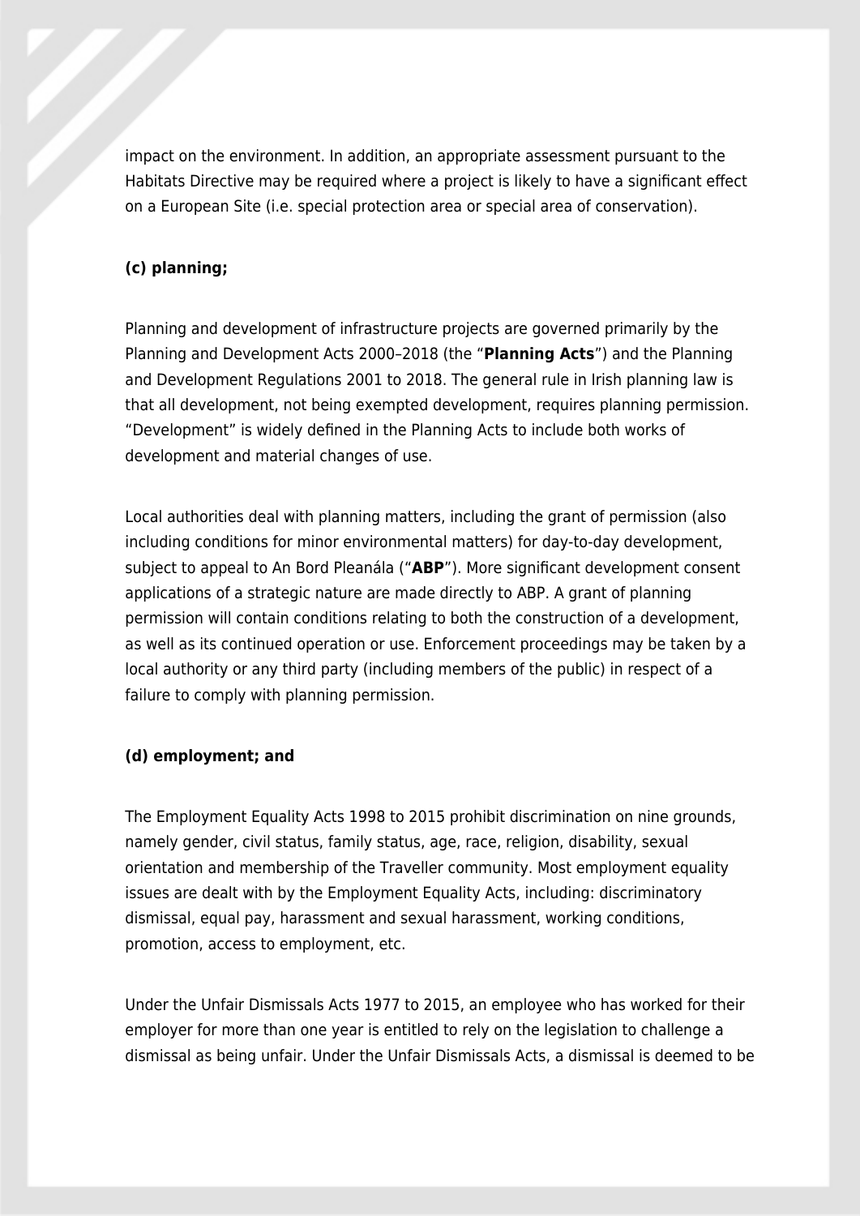impact on the environment. In addition, an appropriate assessment pursuant to the Habitats Directive may be required where a project is likely to have a significant effect on a European Site (i.e. special protection area or special area of conservation).

**(c) planning;**

Planning and development of infrastructure projects are governed primarily by the Planning and Development Acts 2000–2018 (the "**Planning Acts**") and the Planning and Development Regulations 2001 to 2018. The general rule in Irish planning law is that all development, not being exempted development, requires planning permission. "Development" is widely defined in the Planning Acts to include both works of development and material changes of use.

Local authorities deal with planning matters, including the grant of permission (also including conditions for minor environmental matters) for day-to-day development, subject to appeal to An Bord Pleanála ("**ABP**"). More significant development consent applications of a strategic nature are made directly to ABP. A grant of planning permission will contain conditions relating to both the construction of a development, as well as its continued operation or use. Enforcement proceedings may be taken by a local authority or any third party (including members of the public) in respect of a failure to comply with planning permission.

**(d) employment; and**

The Employment Equality Acts 1998 to 2015 prohibit discrimination on nine grounds, namely gender, civil status, family status, age, race, religion, disability, sexual orientation and membership of the Traveller community. Most employment equality issues are dealt with by the Employment Equality Acts, including: discriminatory dismissal, equal pay, harassment and sexual harassment, working conditions, promotion, access to employment, etc.

Under the Unfair Dismissals Acts 1977 to 2015, an employee who has worked for their employer for more than one year is entitled to rely on the legislation to challenge a dismissal as being unfair. Under the Unfair Dismissals Acts, a dismissal is deemed to be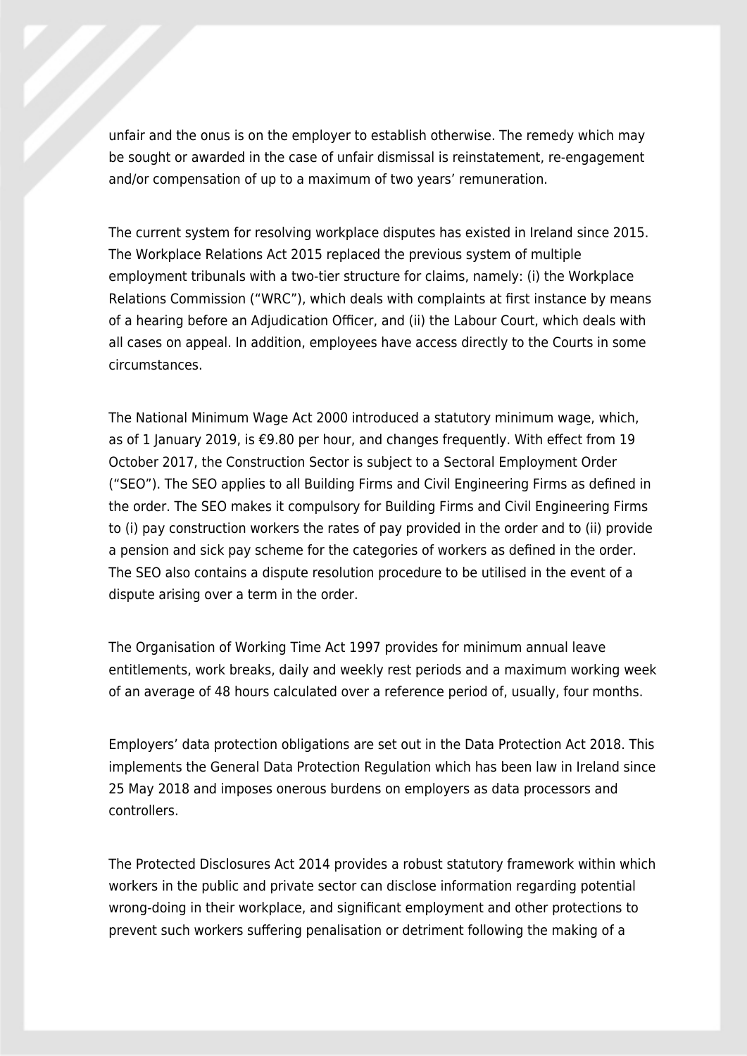unfair and the onus is on the employer to establish otherwise. The remedy which may be sought or awarded in the case of unfair dismissal is reinstatement, re-engagement and/or compensation of up to a maximum of two years' remuneration.

The current system for resolving workplace disputes has existed in Ireland since 2015. The Workplace Relations Act 2015 replaced the previous system of multiple employment tribunals with a two-tier structure for claims, namely: (i) the Workplace Relations Commission ("WRC"), which deals with complaints at first instance by means of a hearing before an Adjudication Officer, and (ii) the Labour Court, which deals with all cases on appeal. In addition, employees have access directly to the Courts in some circumstances.

The National Minimum Wage Act 2000 introduced a statutory minimum wage, which, as of 1 January 2019, is €9.80 per hour, and changes frequently. With effect from 19 October 2017, the Construction Sector is subject to a Sectoral Employment Order ("SEO"). The SEO applies to all Building Firms and Civil Engineering Firms as defined in the order. The SEO makes it compulsory for Building Firms and Civil Engineering Firms to (i) pay construction workers the rates of pay provided in the order and to (ii) provide a pension and sick pay scheme for the categories of workers as defined in the order. The SEO also contains a dispute resolution procedure to be utilised in the event of a dispute arising over a term in the order.

The Organisation of Working Time Act 1997 provides for minimum annual leave entitlements, work breaks, daily and weekly rest periods and a maximum working week of an average of 48 hours calculated over a reference period of, usually, four months.

Employers' data protection obligations are set out in the Data Protection Act 2018. This implements the General Data Protection Regulation which has been law in Ireland since 25 May 2018 and imposes onerous burdens on employers as data processors and controllers.

The Protected Disclosures Act 2014 provides a robust statutory framework within which workers in the public and private sector can disclose information regarding potential wrong-doing in their workplace, and significant employment and other protections to prevent such workers suffering penalisation or detriment following the making of a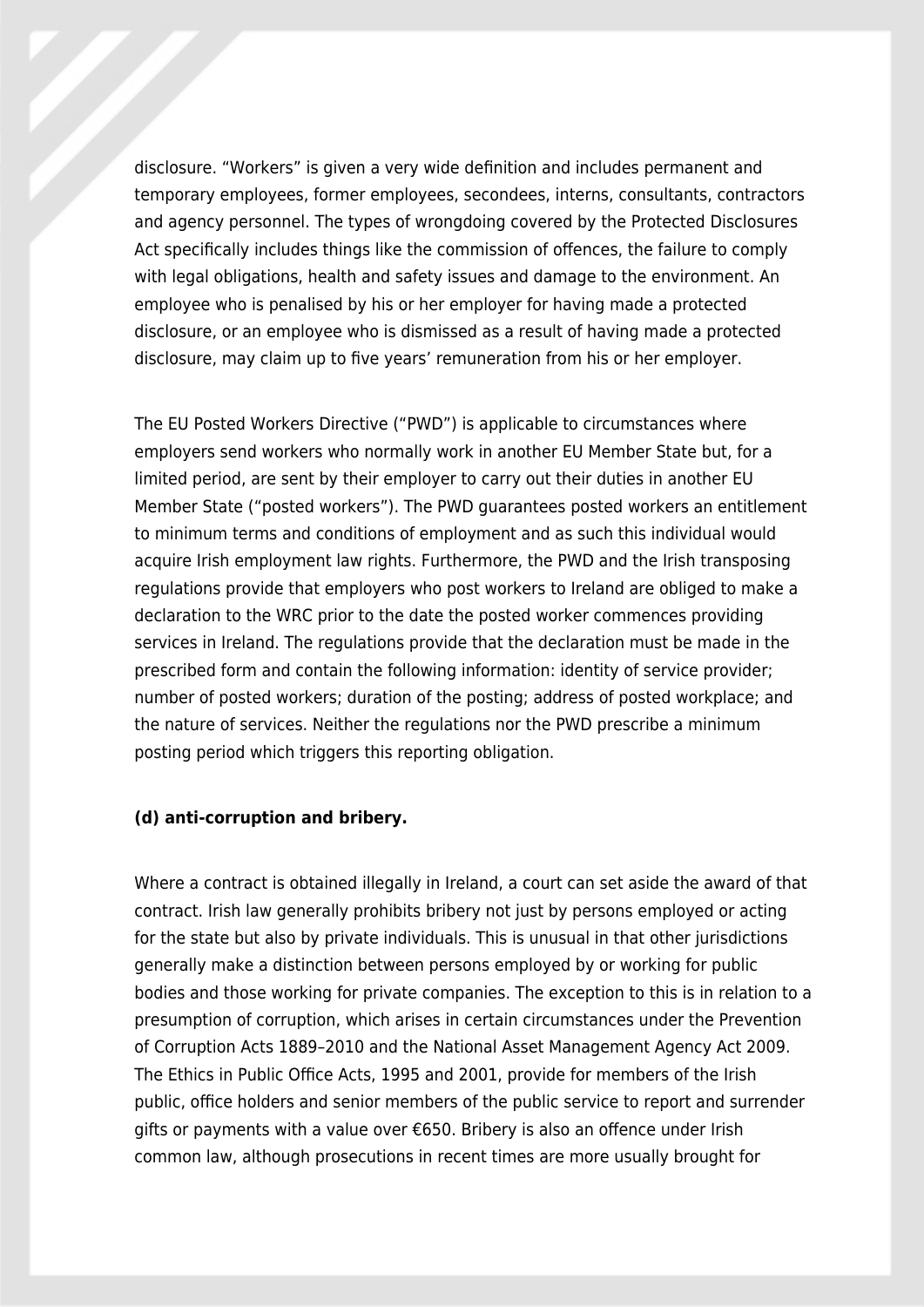disclosure. “Workers” is given a very wide definition and includes permanent and temporary employees, former employees, secondees, interns, consultants, contractors and agency personnel. The types of wrongdoing covered by the Protected Disclosures Act specifically includes things like the commission of offences, the failure to comply with legal obligations, health and safety issues and damage to the environment. An employee who is penalised by his or her employer for having made a protected disclosure, or an employee who is dismissed as a result of having made a protected disclosure, may claim up to five years’ remuneration from his or her employer.

The EU Posted Workers Directive (“PWD”) is applicable to circumstances where employers send workers who normally work in another EU Member State but, for a limited period, are sent by their employer to carry out their duties in another EU Member State (“posted workers”). The PWD guarantees posted workers an entitlement to minimum terms and conditions of employment and as such this individual would acquire Irish employment law rights. Furthermore, the PWD and the Irish transposing regulations provide that employers who post workers to Ireland are obliged to make a declaration to the WRC prior to the date the posted worker commences providing services in Ireland. The regulations provide that the declaration must be made in the prescribed form and contain the following information: identity of service provider; number of posted workers; duration of the posting; address of posted workplace; and the nature of services. Neither the regulations nor the PWD prescribe a minimum posting period which triggers this reporting obligation.

**(d) anti-corruption and bribery.**

Where a contract is obtained illegally in Ireland, a court can set aside the award of that contract. Irish law generally prohibits bribery not just by persons employed or acting for the state but also by private individuals. This is unusual in that other jurisdictions generally make a distinction between persons employed by or working for public bodies and those working for private companies. The exception to this is in relation to a presumption of corruption, which arises in certain circumstances under the Prevention of Corruption Acts 1889–2010 and the National Asset Management Agency Act 2009. The Ethics in Public Office Acts, 1995 and 2001, provide for members of the Irish public, office holders and senior members of the public service to report and surrender gifts or payments with a value over €650. Bribery is also an offence under Irish common law, although prosecutions in recent times are more usually brought for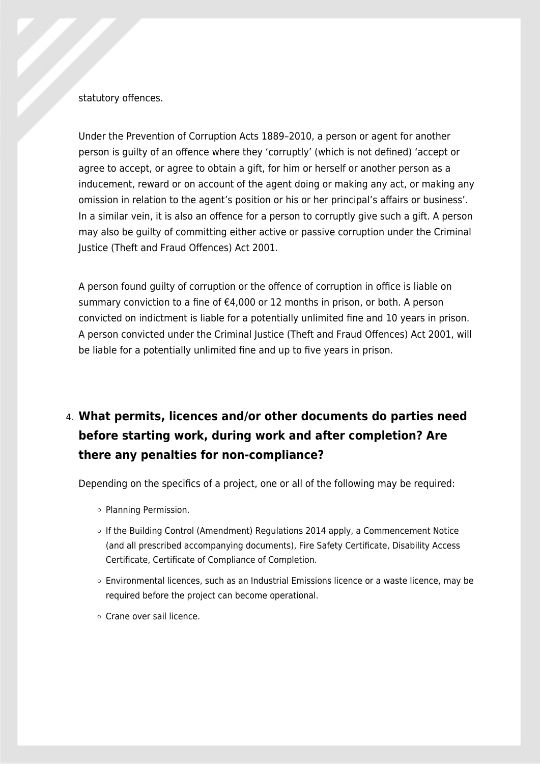statutory offences.

Under the Prevention of Corruption Acts 1889–2010, a person or agent for another person is guilty of an offence where they ‘corruptly’ (which is not defined) ‘accept or agree to accept, or agree to obtain a gift, for him or herself or another person as a inducement, reward or on account of the agent doing or making any act, or making any omission in relation to the agent’s position or his or her principal’s affairs or business’. In a similar vein, it is also an offence for a person to corruptly give such a gift. A person may also be guilty of committing either active or passive corruption under the Criminal Justice (Theft and Fraud Offences) Act 2001.

A person found guilty of corruption or the offence of corruption in office is liable on summary conviction to a fine of €4,000 or 12 months in prison, or both. A person convicted on indictment is liable for a potentially unlimited fine and 10 years in prison. A person convicted under the Criminal Justice (Theft and Fraud Offences) Act 2001, will be liable for a potentially unlimited fine and up to five years in prison.

4. **What permits, licences and/or other documents do parties need before starting work, during work and after completion? Are there any penalties for non-compliance?**

   Depending on the specifics of a project, one or all of the following may be required:

   - Planning Permission.
   - If the Building Control (Amendment) Regulations 2014 apply, a Commencement Notice (and all prescribed accompanying documents), Fire Safety Certificate, Disability Access Certificate, Certificate of Compliance of Completion.
   - Environmental licences, such as an Industrial Emissions licence or a waste licence, may be required before the project can become operational.
   - Crane over sail licence.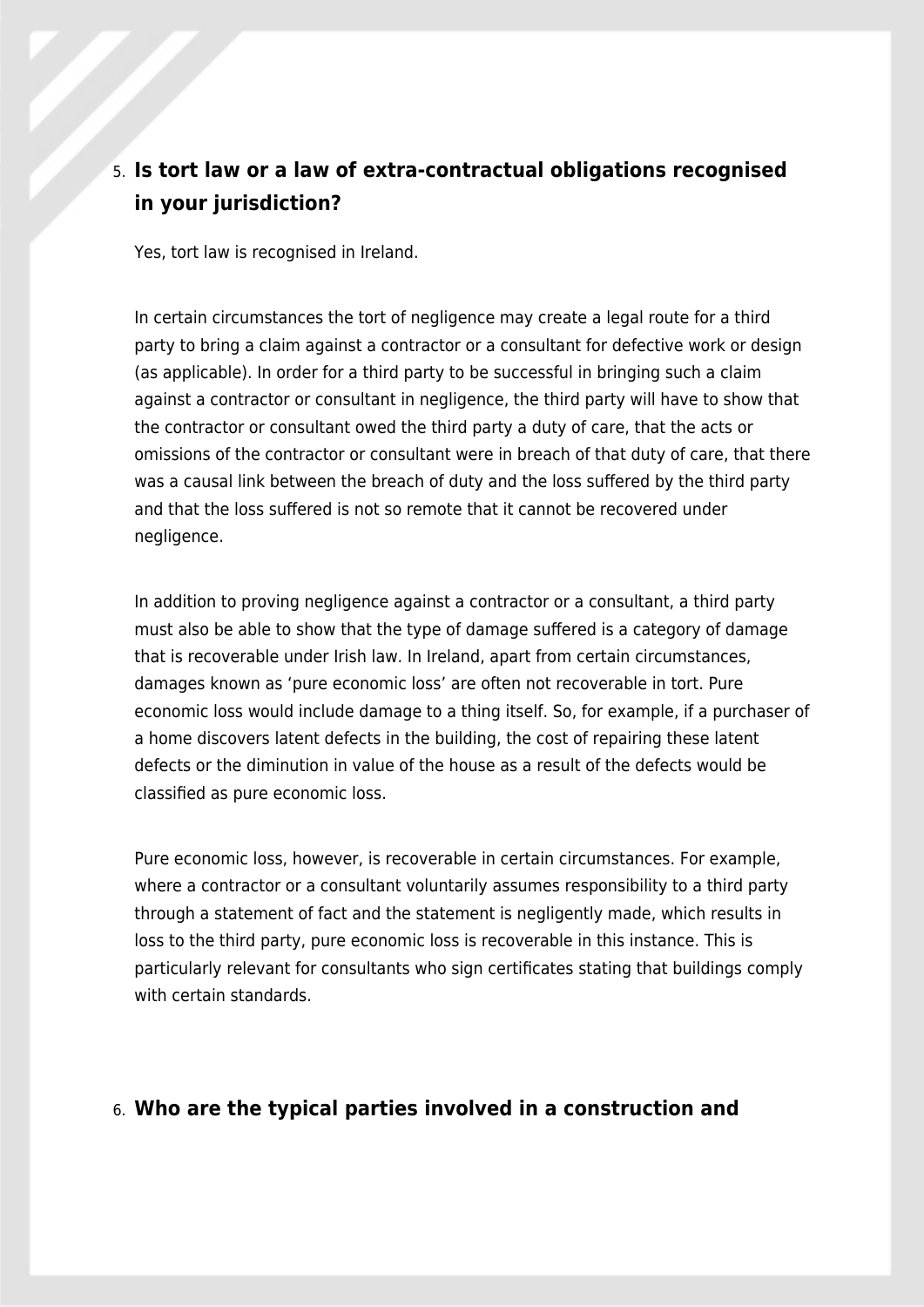5. **Is tort law or a law of extra-contractual obligations recognised in your jurisdiction?**

   Yes, tort law is recognised in Ireland.

   In certain circumstances the tort of negligence may create a legal route for a third party to bring a claim against a contractor or a consultant for defective work or design (as applicable). In order for a third party to be successful in bringing such a claim against a contractor or consultant in negligence, the third party will have to show that the contractor or consultant owed the third party a duty of care, that the acts or omissions of the contractor or consultant were in breach of that duty of care, that there was a causal link between the breach of duty and the loss suffered by the third party and that the loss suffered is not so remote that it cannot be recovered under negligence.

   In addition to proving negligence against a contractor or a consultant, a third party must also be able to show that the type of damage suffered is a category of damage that is recoverable under Irish law. In Ireland, apart from certain circumstances, damages known as 'pure economic loss' are often not recoverable in tort. Pure economic loss would include damage to a thing itself. So, for example, if a purchaser of a home discovers latent defects in the building, the cost of repairing these latent defects or the diminution in value of the house as a result of the defects would be classified as pure economic loss.

   Pure economic loss, however, is recoverable in certain circumstances. For example, where a contractor or a consultant voluntarily assumes responsibility to a third party through a statement of fact and the statement is negligently made, which results in loss to the third party, pure economic loss is recoverable in this instance. This is particularly relevant for consultants who sign certificates stating that buildings comply with certain standards.

6. **Who are the typical parties involved in a construction and**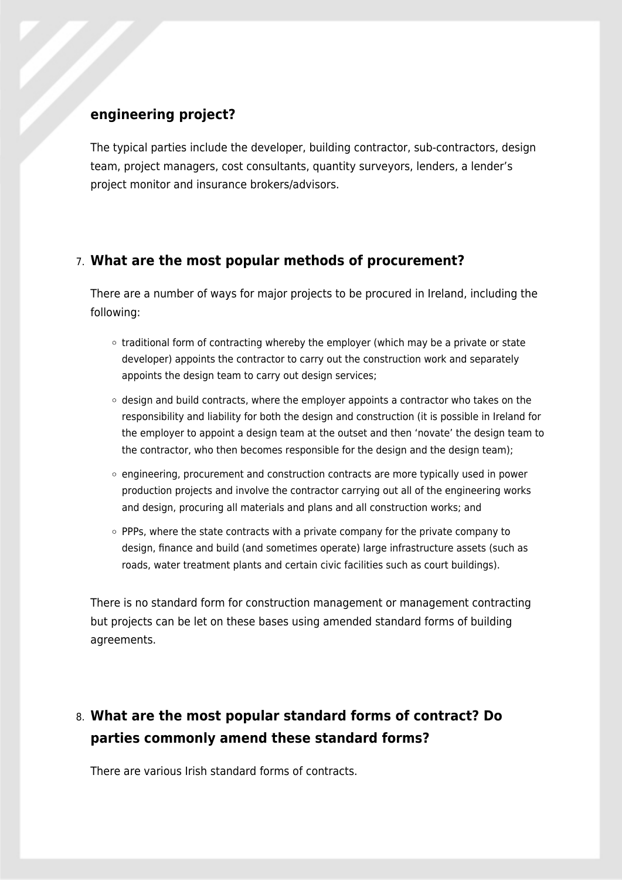**engineering project?**

The typical parties include the developer, building contractor, sub-contractors, design team, project managers, cost consultants, quantity surveyors, lenders, a lender's project monitor and insurance brokers/advisors.

## 7. What are the most popular methods of procurement?

There are a number of ways for major projects to be procured in Ireland, including the following:

- traditional form of contracting whereby the employer (which may be a private or state developer) appoints the contractor to carry out the construction work and separately appoints the design team to carry out design services;
- design and build contracts, where the employer appoints a contractor who takes on the responsibility and liability for both the design and construction (it is possible in Ireland for the employer to appoint a design team at the outset and then 'novate' the design team to the contractor, who then becomes responsible for the design and the design team);
- engineering, procurement and construction contracts are more typically used in power production projects and involve the contractor carrying out all of the engineering works and design, procuring all materials and plans and all construction works; and
- PPPs, where the state contracts with a private company for the private company to design, finance and build (and sometimes operate) large infrastructure assets (such as roads, water treatment plants and certain civic facilities such as court buildings).

There is no standard form for construction management or management contracting but projects can be let on these bases using amended standard forms of building agreements.

## 8. What are the most popular standard forms of contract? Do parties commonly amend these standard forms?

There are various Irish standard forms of contracts.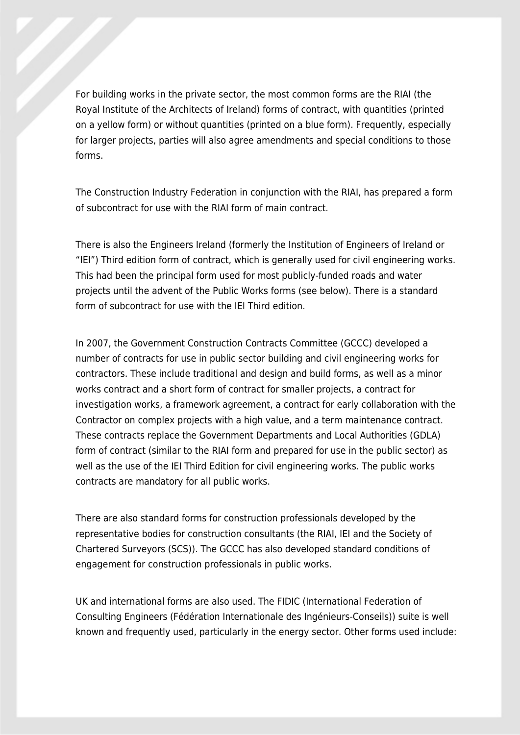For building works in the private sector, the most common forms are the RIAI (the Royal Institute of the Architects of Ireland) forms of contract, with quantities (printed on a yellow form) or without quantities (printed on a blue form). Frequently, especially for larger projects, parties will also agree amendments and special conditions to those forms.

The Construction Industry Federation in conjunction with the RIAI, has prepared a form of subcontract for use with the RIAI form of main contract.

There is also the Engineers Ireland (formerly the Institution of Engineers of Ireland or "IEI") Third edition form of contract, which is generally used for civil engineering works. This had been the principal form used for most publicly-funded roads and water projects until the advent of the Public Works forms (see below). There is a standard form of subcontract for use with the IEI Third edition.

In 2007, the Government Construction Contracts Committee (GCCC) developed a number of contracts for use in public sector building and civil engineering works for contractors. These include traditional and design and build forms, as well as a minor works contract and a short form of contract for smaller projects, a contract for investigation works, a framework agreement, a contract for early collaboration with the Contractor on complex projects with a high value, and a term maintenance contract. These contracts replace the Government Departments and Local Authorities (GDLA) form of contract (similar to the RIAI form and prepared for use in the public sector) as well as the use of the IEI Third Edition for civil engineering works. The public works contracts are mandatory for all public works.

There are also standard forms for construction professionals developed by the representative bodies for construction consultants (the RIAI, IEI and the Society of Chartered Surveyors (SCS)). The GCCC has also developed standard conditions of engagement for construction professionals in public works.

UK and international forms are also used. The FIDIC (International Federation of Consulting Engineers (Fédération Internationale des Ingénieurs-Conseils)) suite is well known and frequently used, particularly in the energy sector. Other forms used include: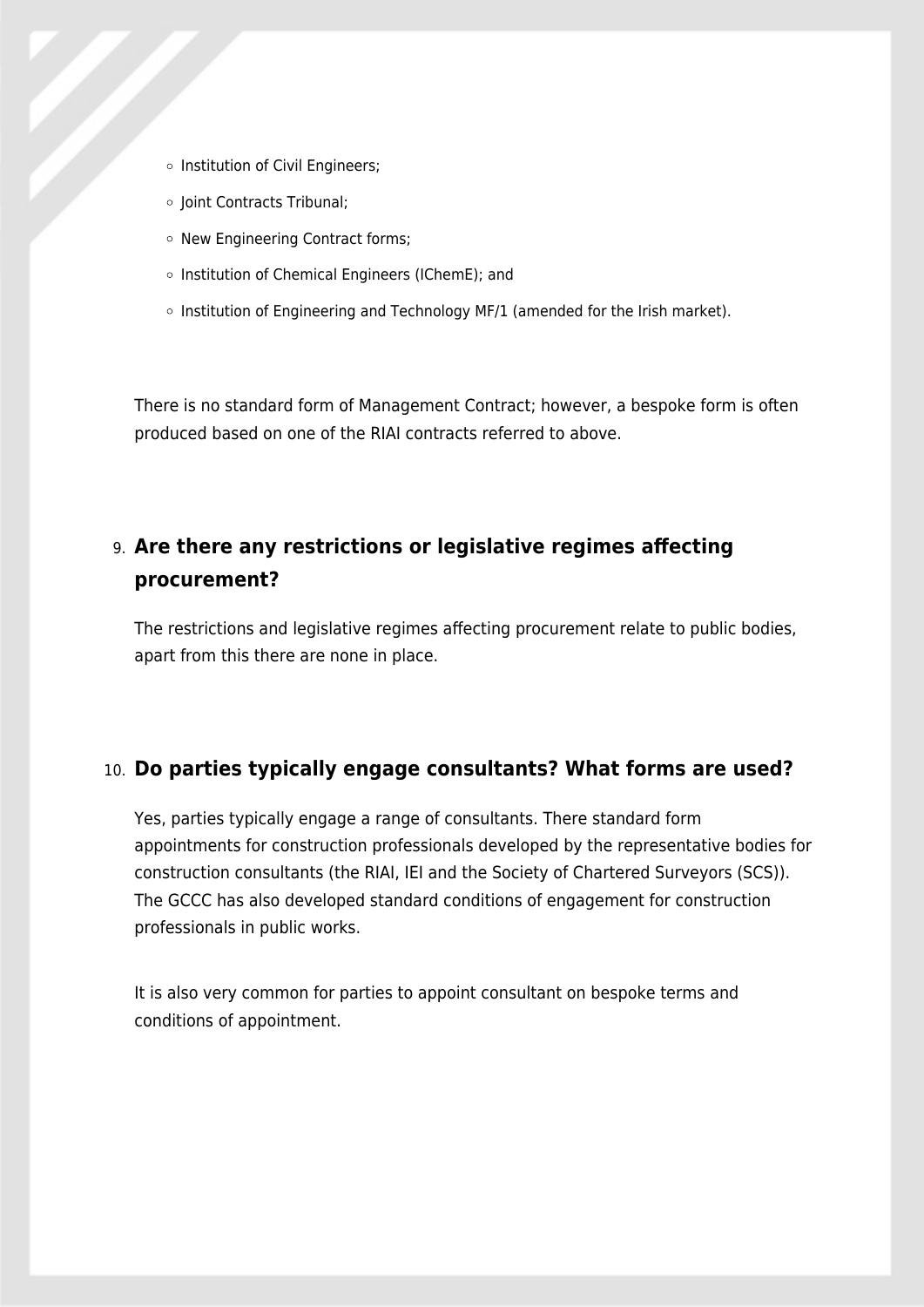- Institution of Civil Engineers;
- Joint Contracts Tribunal;
- New Engineering Contract forms;
- Institution of Chemical Engineers (IChemE); and
- Institution of Engineering and Technology MF/1 (amended for the Irish market).

There is no standard form of Management Contract; however, a bespoke form is often produced based on one of the RIAI contracts referred to above.

9. **Are there any restrictions or legislative regimes affecting procurement?**

The restrictions and legislative regimes affecting procurement relate to public bodies, apart from this there are none in place.

10. **Do parties typically engage consultants? What forms are used?**

Yes, parties typically engage a range of consultants. There standard form appointments for construction professionals developed by the representative bodies for construction consultants (the RIAI, IEI and the Society of Chartered Surveyors (SCS)). The GCCC has also developed standard conditions of engagement for construction professionals in public works.

It is also very common for parties to appoint consultant on bespoke terms and conditions of appointment.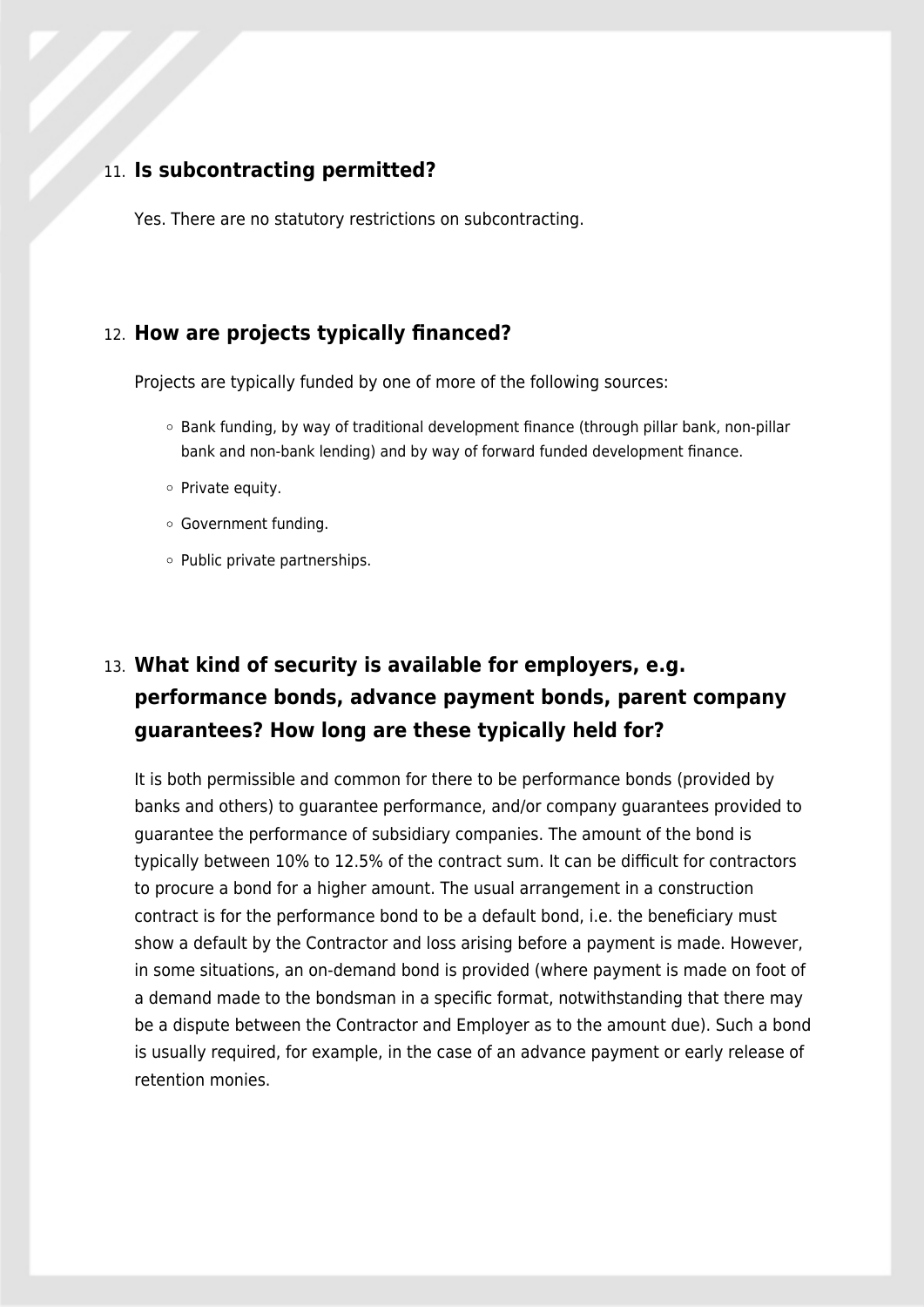## 11. Is subcontracting permitted?

Yes. There are no statutory restrictions on subcontracting.

## 12. How are projects typically financed?

Projects are typically funded by one of more of the following sources:

- Bank funding, by way of traditional development finance (through pillar bank, non-pillar bank and non-bank lending) and by way of forward funded development finance.
- Private equity.
- Government funding.
- Public private partnerships.

## 13. What kind of security is available for employers, e.g. performance bonds, advance payment bonds, parent company guarantees? How long are these typically held for?

It is both permissible and common for there to be performance bonds (provided by banks and others) to guarantee performance, and/or company guarantees provided to guarantee the performance of subsidiary companies. The amount of the bond is typically between 10% to 12.5% of the contract sum. It can be difficult for contractors to procure a bond for a higher amount. The usual arrangement in a construction contract is for the performance bond to be a default bond, i.e. the beneficiary must show a default by the Contractor and loss arising before a payment is made. However, in some situations, an on-demand bond is provided (where payment is made on foot of a demand made to the bondsman in a specific format, notwithstanding that there may be a dispute between the Contractor and Employer as to the amount due). Such a bond is usually required, for example, in the case of an advance payment or early release of retention monies.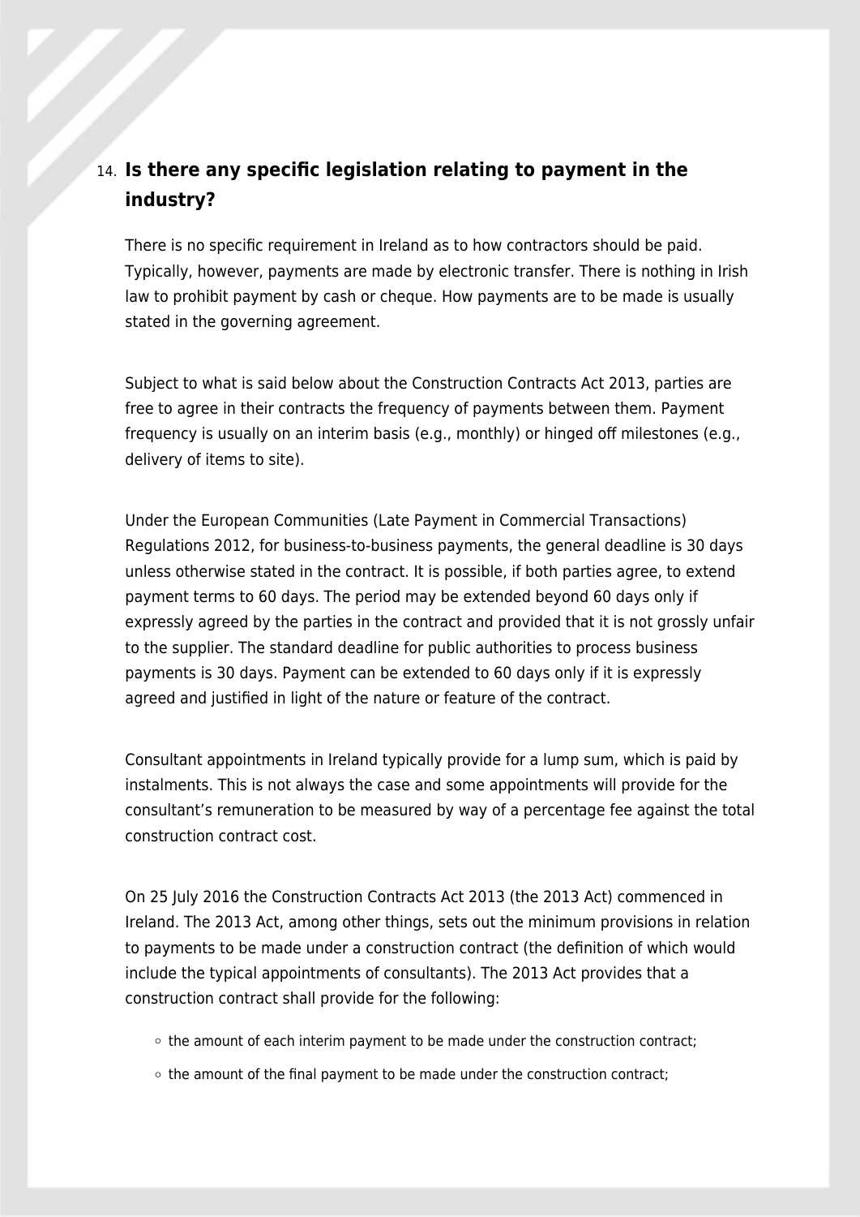14. **Is there any specific legislation relating to payment in the industry?**

There is no specific requirement in Ireland as to how contractors should be paid. Typically, however, payments are made by electronic transfer. There is nothing in Irish law to prohibit payment by cash or cheque. How payments are to be made is usually stated in the governing agreement.

Subject to what is said below about the Construction Contracts Act 2013, parties are free to agree in their contracts the frequency of payments between them. Payment frequency is usually on an interim basis (e.g., monthly) or hinged off milestones (e.g., delivery of items to site).

Under the European Communities (Late Payment in Commercial Transactions) Regulations 2012, for business-to-business payments, the general deadline is 30 days unless otherwise stated in the contract. It is possible, if both parties agree, to extend payment terms to 60 days. The period may be extended beyond 60 days only if expressly agreed by the parties in the contract and provided that it is not grossly unfair to the supplier. The standard deadline for public authorities to process business payments is 30 days. Payment can be extended to 60 days only if it is expressly agreed and justified in light of the nature or feature of the contract.

Consultant appointments in Ireland typically provide for a lump sum, which is paid by instalments. This is not always the case and some appointments will provide for the consultant's remuneration to be measured by way of a percentage fee against the total construction contract cost.

On 25 July 2016 the Construction Contracts Act 2013 (the 2013 Act) commenced in Ireland. The 2013 Act, among other things, sets out the minimum provisions in relation to payments to be made under a construction contract (the definition of which would include the typical appointments of consultants). The 2013 Act provides that a construction contract shall provide for the following:

- the amount of each interim payment to be made under the construction contract;
- the amount of the final payment to be made under the construction contract;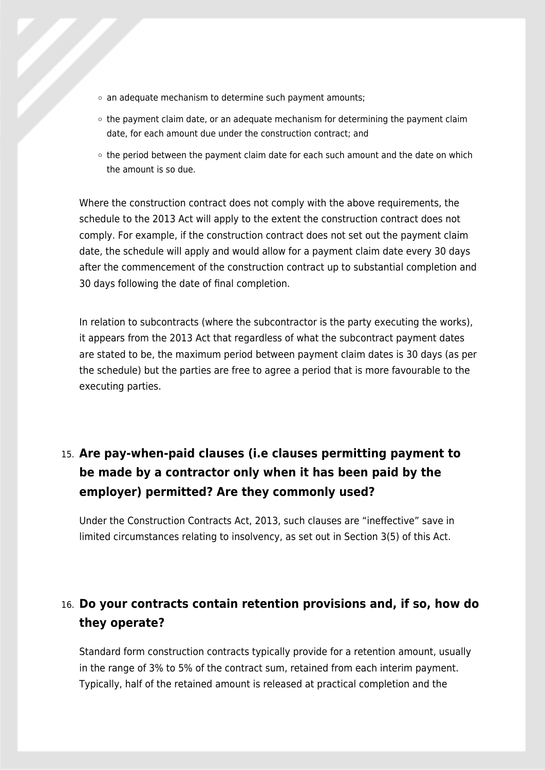- an adequate mechanism to determine such payment amounts;
- the payment claim date, or an adequate mechanism for determining the payment claim date, for each amount due under the construction contract; and
- the period between the payment claim date for each such amount and the date on which the amount is so due.

Where the construction contract does not comply with the above requirements, the schedule to the 2013 Act will apply to the extent the construction contract does not comply. For example, if the construction contract does not set out the payment claim date, the schedule will apply and would allow for a payment claim date every 30 days after the commencement of the construction contract up to substantial completion and 30 days following the date of final completion.

In relation to subcontracts (where the subcontractor is the party executing the works), it appears from the 2013 Act that regardless of what the subcontract payment dates are stated to be, the maximum period between payment claim dates is 30 days (as per the schedule) but the parties are free to agree a period that is more favourable to the executing parties.

## 15. Are pay-when-paid clauses (i.e clauses permitting payment to be made by a contractor only when it has been paid by the employer) permitted? Are they commonly used?

Under the Construction Contracts Act, 2013, such clauses are "ineffective" save in limited circumstances relating to insolvency, as set out in Section 3(5) of this Act.

## 16. Do your contracts contain retention provisions and, if so, how do they operate?

Standard form construction contracts typically provide for a retention amount, usually in the range of 3% to 5% of the contract sum, retained from each interim payment. Typically, half of the retained amount is released at practical completion and the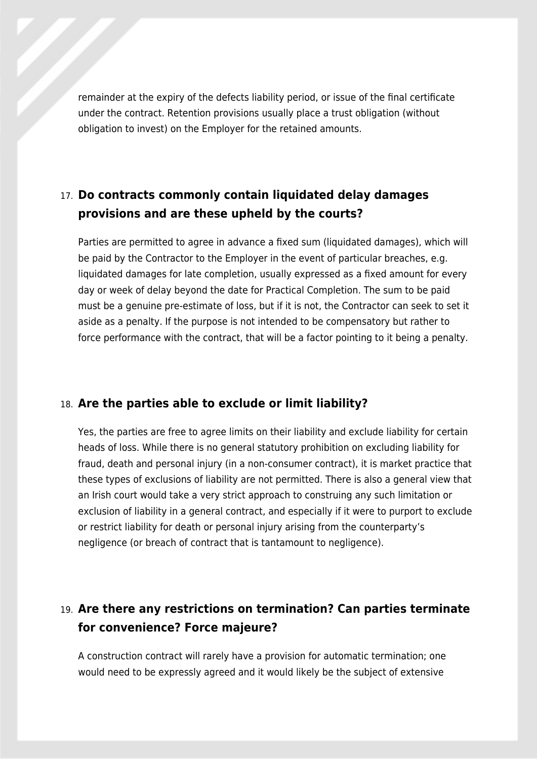remainder at the expiry of the defects liability period, or issue of the final certificate under the contract. Retention provisions usually place a trust obligation (without obligation to invest) on the Employer for the retained amounts.

## 17. Do contracts commonly contain liquidated delay damages provisions and are these upheld by the courts?

Parties are permitted to agree in advance a fixed sum (liquidated damages), which will be paid by the Contractor to the Employer in the event of particular breaches, e.g. liquidated damages for late completion, usually expressed as a fixed amount for every day or week of delay beyond the date for Practical Completion. The sum to be paid must be a genuine pre-estimate of loss, but if it is not, the Contractor can seek to set it aside as a penalty. If the purpose is not intended to be compensatory but rather to force performance with the contract, that will be a factor pointing to it being a penalty.

## 18. Are the parties able to exclude or limit liability?

Yes, the parties are free to agree limits on their liability and exclude liability for certain heads of loss. While there is no general statutory prohibition on excluding liability for fraud, death and personal injury (in a non-consumer contract), it is market practice that these types of exclusions of liability are not permitted. There is also a general view that an Irish court would take a very strict approach to construing any such limitation or exclusion of liability in a general contract, and especially if it were to purport to exclude or restrict liability for death or personal injury arising from the counterparty's negligence (or breach of contract that is tantamount to negligence).

## 19. Are there any restrictions on termination? Can parties terminate for convenience? Force majeure?

A construction contract will rarely have a provision for automatic termination; one would need to be expressly agreed and it would likely be the subject of extensive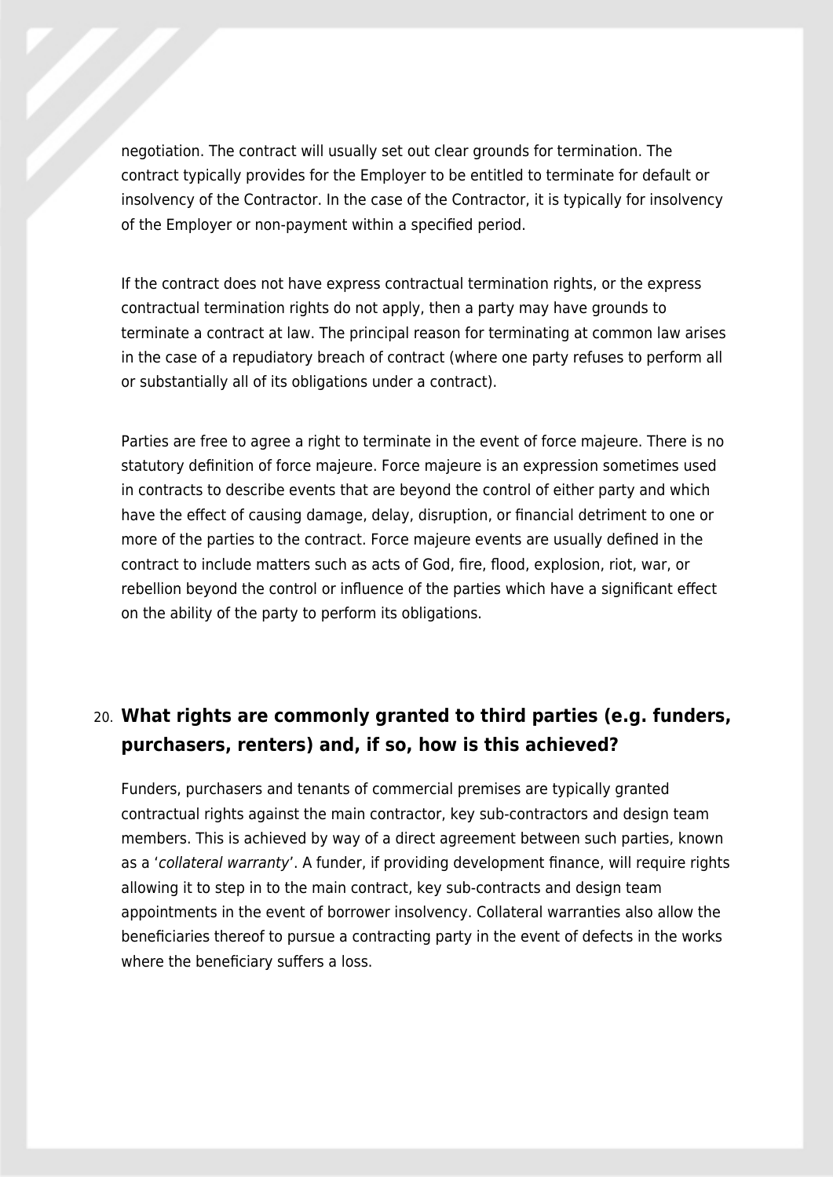negotiation. The contract will usually set out clear grounds for termination. The contract typically provides for the Employer to be entitled to terminate for default or insolvency of the Contractor. In the case of the Contractor, it is typically for insolvency of the Employer or non-payment within a specified period.

If the contract does not have express contractual termination rights, or the express contractual termination rights do not apply, then a party may have grounds to terminate a contract at law. The principal reason for terminating at common law arises in the case of a repudiatory breach of contract (where one party refuses to perform all or substantially all of its obligations under a contract).

Parties are free to agree a right to terminate in the event of force majeure. There is no statutory definition of force majeure. Force majeure is an expression sometimes used in contracts to describe events that are beyond the control of either party and which have the effect of causing damage, delay, disruption, or financial detriment to one or more of the parties to the contract. Force majeure events are usually defined in the contract to include matters such as acts of God, fire, flood, explosion, riot, war, or rebellion beyond the control or influence of the parties which have a significant effect on the ability of the party to perform its obligations.

## 20. What rights are commonly granted to third parties (e.g. funders, purchasers, renters) and, if so, how is this achieved?

Funders, purchasers and tenants of commercial premises are typically granted contractual rights against the main contractor, key sub-contractors and design team members. This is achieved by way of a direct agreement between such parties, known as a '*collateral warranty*'. A funder, if providing development finance, will require rights allowing it to step in to the main contract, key sub-contracts and design team appointments in the event of borrower insolvency. Collateral warranties also allow the beneficiaries thereof to pursue a contracting party in the event of defects in the works where the beneficiary suffers a loss.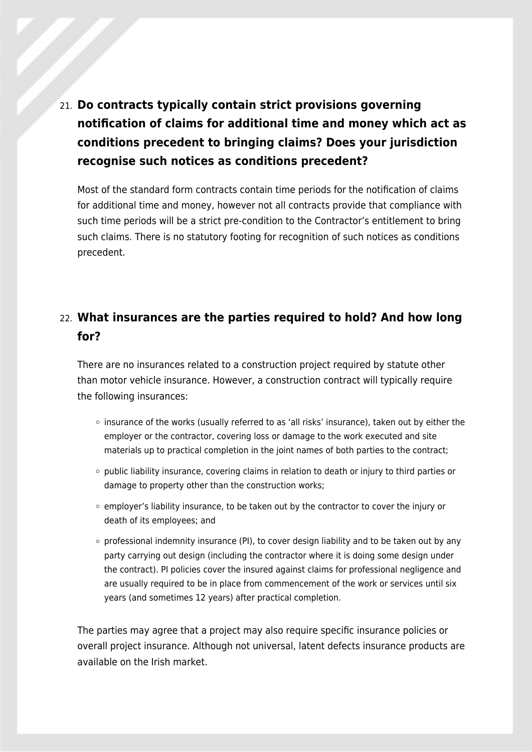## 21. Do contracts typically contain strict provisions governing notification of claims for additional time and money which act as conditions precedent to bringing claims? Does your jurisdiction recognise such notices as conditions precedent?

Most of the standard form contracts contain time periods for the notification of claims for additional time and money, however not all contracts provide that compliance with such time periods will be a strict pre-condition to the Contractor's entitlement to bring such claims. There is no statutory footing for recognition of such notices as conditions precedent.

## 22. What insurances are the parties required to hold? And how long for?

There are no insurances related to a construction project required by statute other than motor vehicle insurance. However, a construction contract will typically require the following insurances:

- insurance of the works (usually referred to as 'all risks' insurance), taken out by either the employer or the contractor, covering loss or damage to the work executed and site materials up to practical completion in the joint names of both parties to the contract;
- public liability insurance, covering claims in relation to death or injury to third parties or damage to property other than the construction works;
- employer's liability insurance, to be taken out by the contractor to cover the injury or death of its employees; and
- professional indemnity insurance (PI), to cover design liability and to be taken out by any party carrying out design (including the contractor where it is doing some design under the contract). PI policies cover the insured against claims for professional negligence and are usually required to be in place from commencement of the work or services until six years (and sometimes 12 years) after practical completion.

The parties may agree that a project may also require specific insurance policies or overall project insurance. Although not universal, latent defects insurance products are available on the Irish market.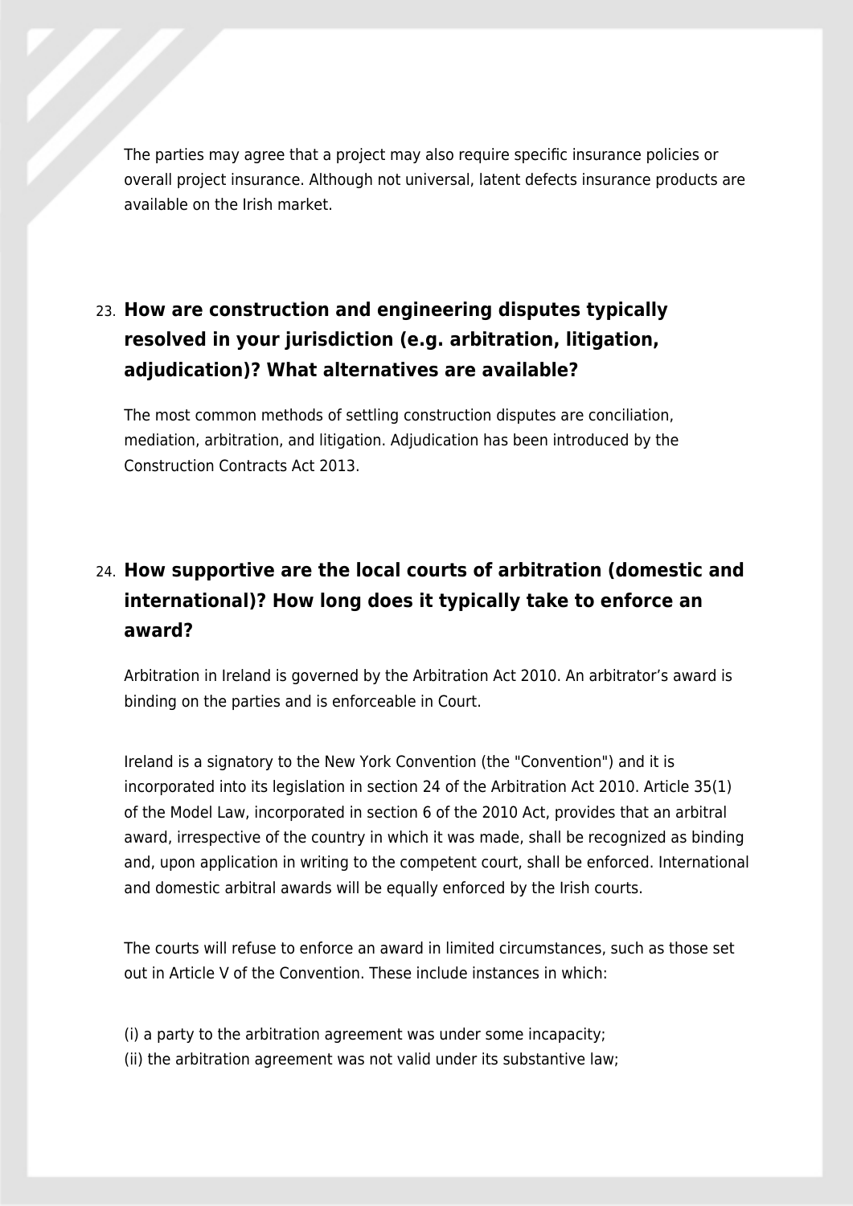The parties may agree that a project may also require specific insurance policies or overall project insurance. Although not universal, latent defects insurance products are available on the Irish market.

## 23. How are construction and engineering disputes typically resolved in your jurisdiction (e.g. arbitration, litigation, adjudication)? What alternatives are available?

The most common methods of settling construction disputes are conciliation, mediation, arbitration, and litigation. Adjudication has been introduced by the Construction Contracts Act 2013.

## 24. How supportive are the local courts of arbitration (domestic and international)? How long does it typically take to enforce an award?

Arbitration in Ireland is governed by the Arbitration Act 2010. An arbitrator's award is binding on the parties and is enforceable in Court.

Ireland is a signatory to the New York Convention (the "Convention") and it is incorporated into its legislation in section 24 of the Arbitration Act 2010. Article 35(1) of the Model Law, incorporated in section 6 of the 2010 Act, provides that an arbitral award, irrespective of the country in which it was made, shall be recognized as binding and, upon application in writing to the competent court, shall be enforced. International and domestic arbitral awards will be equally enforced by the Irish courts.

The courts will refuse to enforce an award in limited circumstances, such as those set out in Article V of the Convention. These include instances in which:

(i) a party to the arbitration agreement was under some incapacity;
(ii) the arbitration agreement was not valid under its substantive law;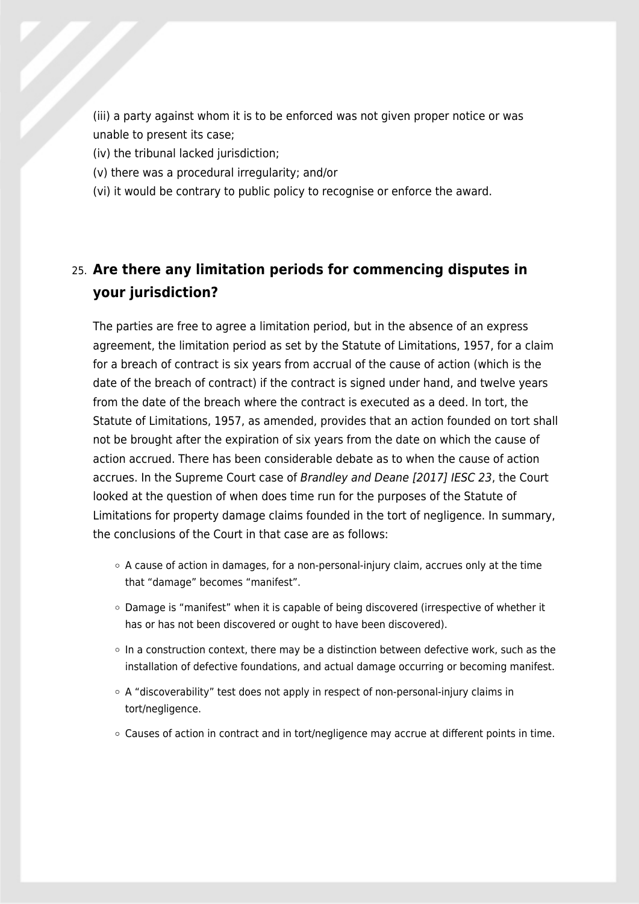(iii) a party against whom it is to be enforced was not given proper notice or was unable to present its case;
(iv) the tribunal lacked jurisdiction;
(v) there was a procedural irregularity; and/or
(vi) it would be contrary to public policy to recognise or enforce the award.

## 25. Are there any limitation periods for commencing disputes in your jurisdiction?

The parties are free to agree a limitation period, but in the absence of an express agreement, the limitation period as set by the Statute of Limitations, 1957, for a claim for a breach of contract is six years from accrual of the cause of action (which is the date of the breach of contract) if the contract is signed under hand, and twelve years from the date of the breach where the contract is executed as a deed. In tort, the Statute of Limitations, 1957, as amended, provides that an action founded on tort shall not be brought after the expiration of six years from the date on which the cause of action accrued. There has been considerable debate as to when the cause of action accrues. In the Supreme Court case of *Brandley and Deane [2017] IESC 23*, the Court looked at the question of when does time run for the purposes of the Statute of Limitations for property damage claims founded in the tort of negligence. In summary, the conclusions of the Court in that case are as follows:

- A cause of action in damages, for a non-personal-injury claim, accrues only at the time that "damage" becomes "manifest".
- Damage is "manifest" when it is capable of being discovered (irrespective of whether it has or has not been discovered or ought to have been discovered).
- In a construction context, there may be a distinction between defective work, such as the installation of defective foundations, and actual damage occurring or becoming manifest.
- A "discoverability" test does not apply in respect of non-personal-injury claims in tort/negligence.
- Causes of action in contract and in tort/negligence may accrue at different points in time.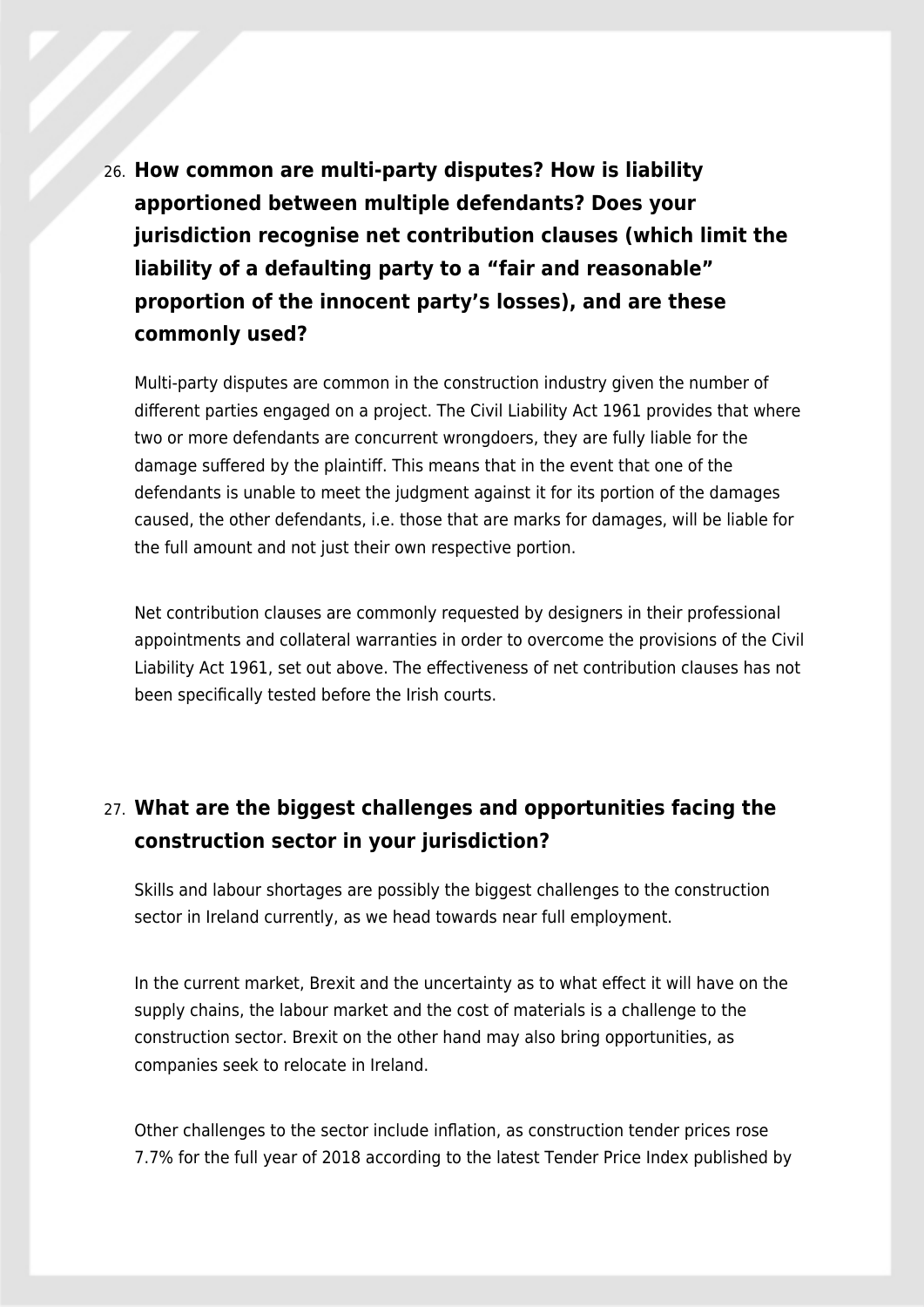26. **How common are multi-party disputes? How is liability apportioned between multiple defendants? Does your jurisdiction recognise net contribution clauses (which limit the liability of a defaulting party to a "fair and reasonable" proportion of the innocent party's losses), and are these commonly used?**

Multi-party disputes are common in the construction industry given the number of different parties engaged on a project. The Civil Liability Act 1961 provides that where two or more defendants are concurrent wrongdoers, they are fully liable for the damage suffered by the plaintiff. This means that in the event that one of the defendants is unable to meet the judgment against it for its portion of the damages caused, the other defendants, i.e. those that are marks for damages, will be liable for the full amount and not just their own respective portion.

Net contribution clauses are commonly requested by designers in their professional appointments and collateral warranties in order to overcome the provisions of the Civil Liability Act 1961, set out above. The effectiveness of net contribution clauses has not been specifically tested before the Irish courts.

27. **What are the biggest challenges and opportunities facing the construction sector in your jurisdiction?**

Skills and labour shortages are possibly the biggest challenges to the construction sector in Ireland currently, as we head towards near full employment.

In the current market, Brexit and the uncertainty as to what effect it will have on the supply chains, the labour market and the cost of materials is a challenge to the construction sector. Brexit on the other hand may also bring opportunities, as companies seek to relocate in Ireland.

Other challenges to the sector include inflation, as construction tender prices rose 7.7% for the full year of 2018 according to the latest Tender Price Index published by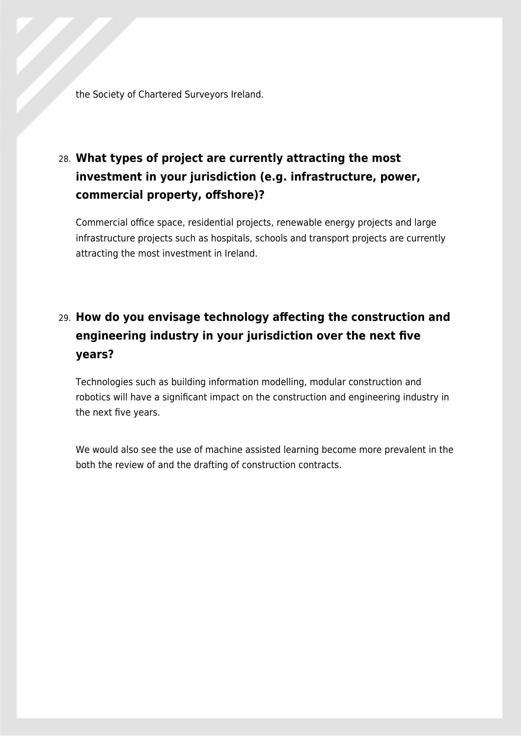the Society of Chartered Surveyors Ireland.

### 28. What types of project are currently attracting the most investment in your jurisdiction (e.g. infrastructure, power, commercial property, offshore)?

Commercial office space, residential projects, renewable energy projects and large infrastructure projects such as hospitals, schools and transport projects are currently attracting the most investment in Ireland.

### 29. How do you envisage technology affecting the construction and engineering industry in your jurisdiction over the next five years?

Technologies such as building information modelling, modular construction and robotics will have a significant impact on the construction and engineering industry in the next five years.

We would also see the use of machine assisted learning become more prevalent in the both the review of and the drafting of construction contracts.